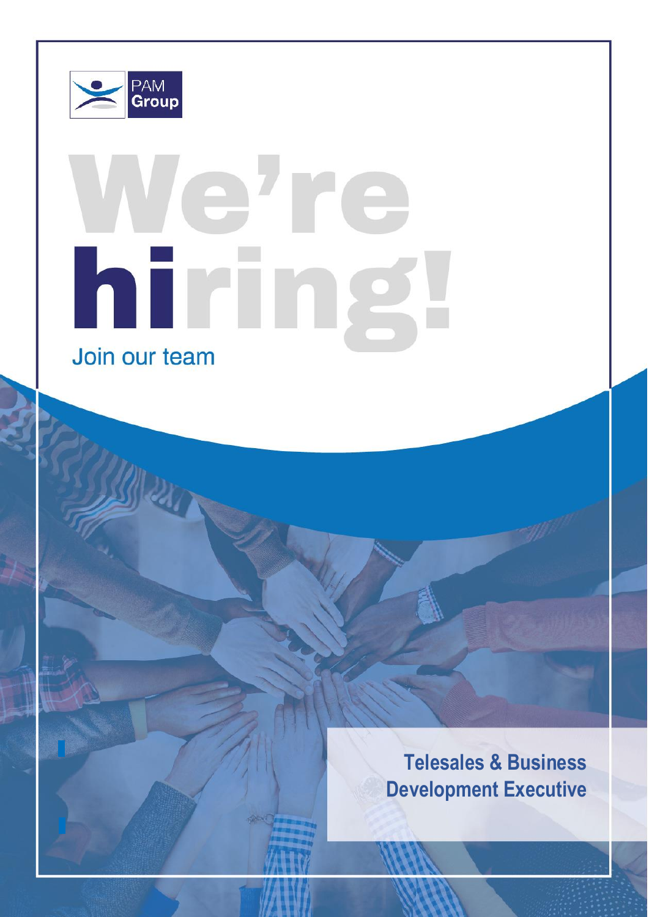PAM Group

# We're hiring!

Join our team

## Telesales & Business Development Executive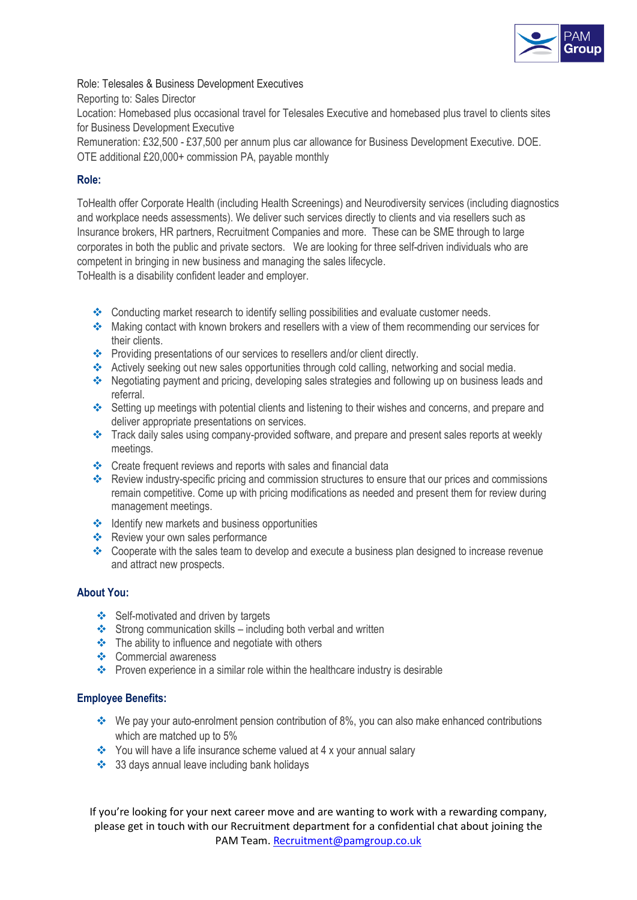Role: Telesales & Business Development Executives
Reporting to: Sales Director
Location: Homebased plus occasional travel for Telesales Executive and homebased plus travel to clients sites for Business Development Executive
Remuneration: £32,500 - £37,500 per annum plus car allowance for Business Development Executive. DOE. OTE additional £20,000+ commission PA, payable monthly

## Role:

ToHealth offer Corporate Health (including Health Screenings) and Neurodiversity services (including diagnostics and workplace needs assessments). We deliver such services directly to clients and via resellers such as Insurance brokers, HR partners, Recruitment Companies and more. These can be SME through to large corporates in both the public and private sectors. We are looking for three self-driven individuals who are competent in bringing in new business and managing the sales lifecycle.
ToHealth is a disability confident leader and employer.

- Conducting market research to identify selling possibilities and evaluate customer needs.
- Making contact with known brokers and resellers with a view of them recommending our services for their clients.
- Providing presentations of our services to resellers and/or client directly.
- Actively seeking out new sales opportunities through cold calling, networking and social media.
- Negotiating payment and pricing, developing sales strategies and following up on business leads and referral.
- Setting up meetings with potential clients and listening to their wishes and concerns, and prepare and deliver appropriate presentations on services.
- Track daily sales using company-provided software, and prepare and present sales reports at weekly meetings.
- Create frequent reviews and reports with sales and financial data
- Review industry-specific pricing and commission structures to ensure that our prices and commissions remain competitive. Come up with pricing modifications as needed and present them for review during management meetings.
- Identify new markets and business opportunities
- Review your own sales performance
- Cooperate with the sales team to develop and execute a business plan designed to increase revenue and attract new prospects.

## About You:

- Self-motivated and driven by targets
- Strong communication skills – including both verbal and written
- The ability to influence and negotiate with others
- Commercial awareness
- Proven experience in a similar role within the healthcare industry is desirable

## Employee Benefits:

- We pay your auto-enrolment pension contribution of 8%, you can also make enhanced contributions which are matched up to 5%
- You will have a life insurance scheme valued at 4 x your annual salary
- 33 days annual leave including bank holidays

If you're looking for your next career move and are wanting to work with a rewarding company, please get in touch with our Recruitment department for a confidential chat about joining the PAM Team. Recruitment@pamgroup.co.uk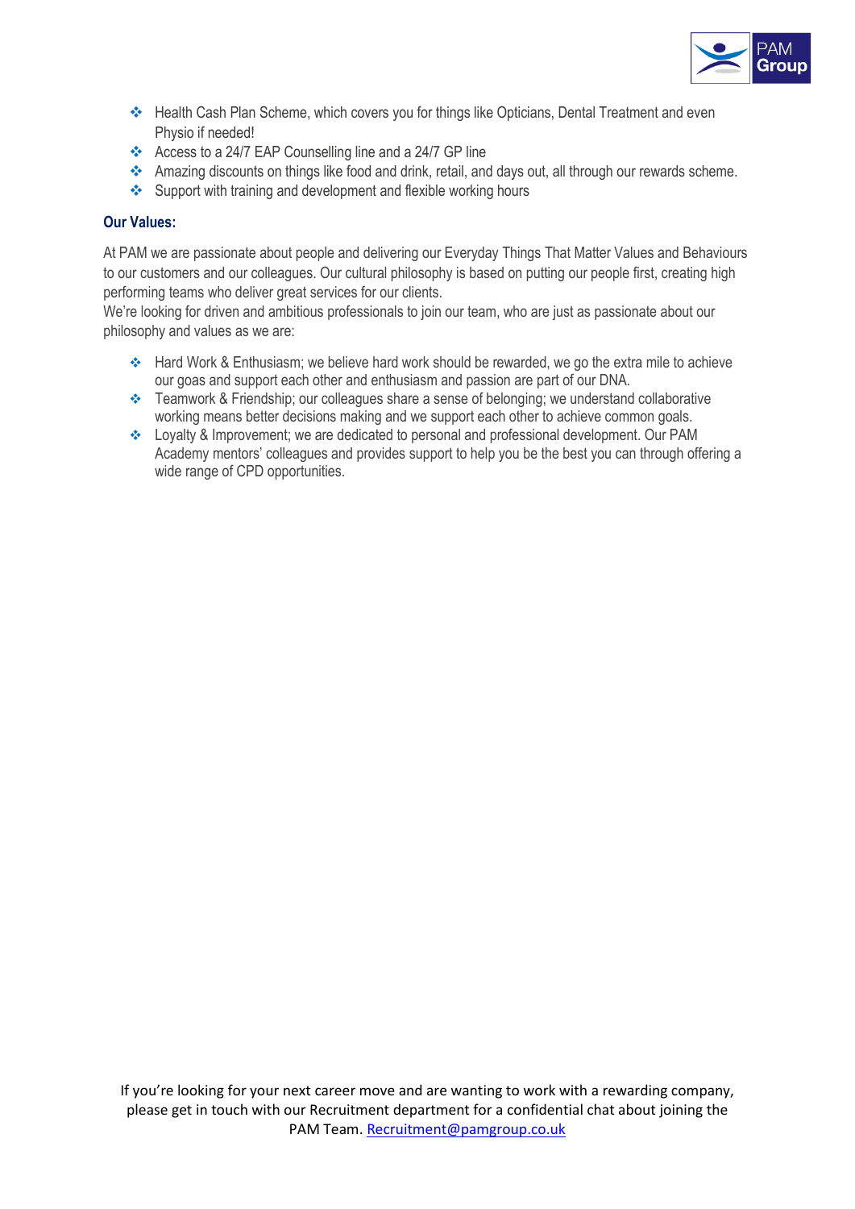- Health Cash Plan Scheme, which covers you for things like Opticians, Dental Treatment and even Physio if needed!
- Access to a 24/7 EAP Counselling line and a 24/7 GP line
- Amazing discounts on things like food and drink, retail, and days out, all through our rewards scheme.
- Support with training and development and flexible working hours

**Our Values:**

At PAM we are passionate about people and delivering our Everyday Things That Matter Values and Behaviours to our customers and our colleagues. Our cultural philosophy is based on putting our people first, creating high performing teams who deliver great services for our clients.
We're looking for driven and ambitious professionals to join our team, who are just as passionate about our philosophy and values as we are:

- Hard Work & Enthusiasm; we believe hard work should be rewarded, we go the extra mile to achieve our goas and support each other and enthusiasm and passion are part of our DNA.
- Teamwork & Friendship; our colleagues share a sense of belonging; we understand collaborative working means better decisions making and we support each other to achieve common goals.
- Loyalty & Improvement; we are dedicated to personal and professional development. Our PAM Academy mentors' colleagues and provides support to help you be the best you can through offering a wide range of CPD opportunities.

If you're looking for your next career move and are wanting to work with a rewarding company, please get in touch with our Recruitment department for a confidential chat about joining the PAM Team. [Recruitment@pamgroup.co.uk](mailto:Recruitment@pamgroup.co.uk)